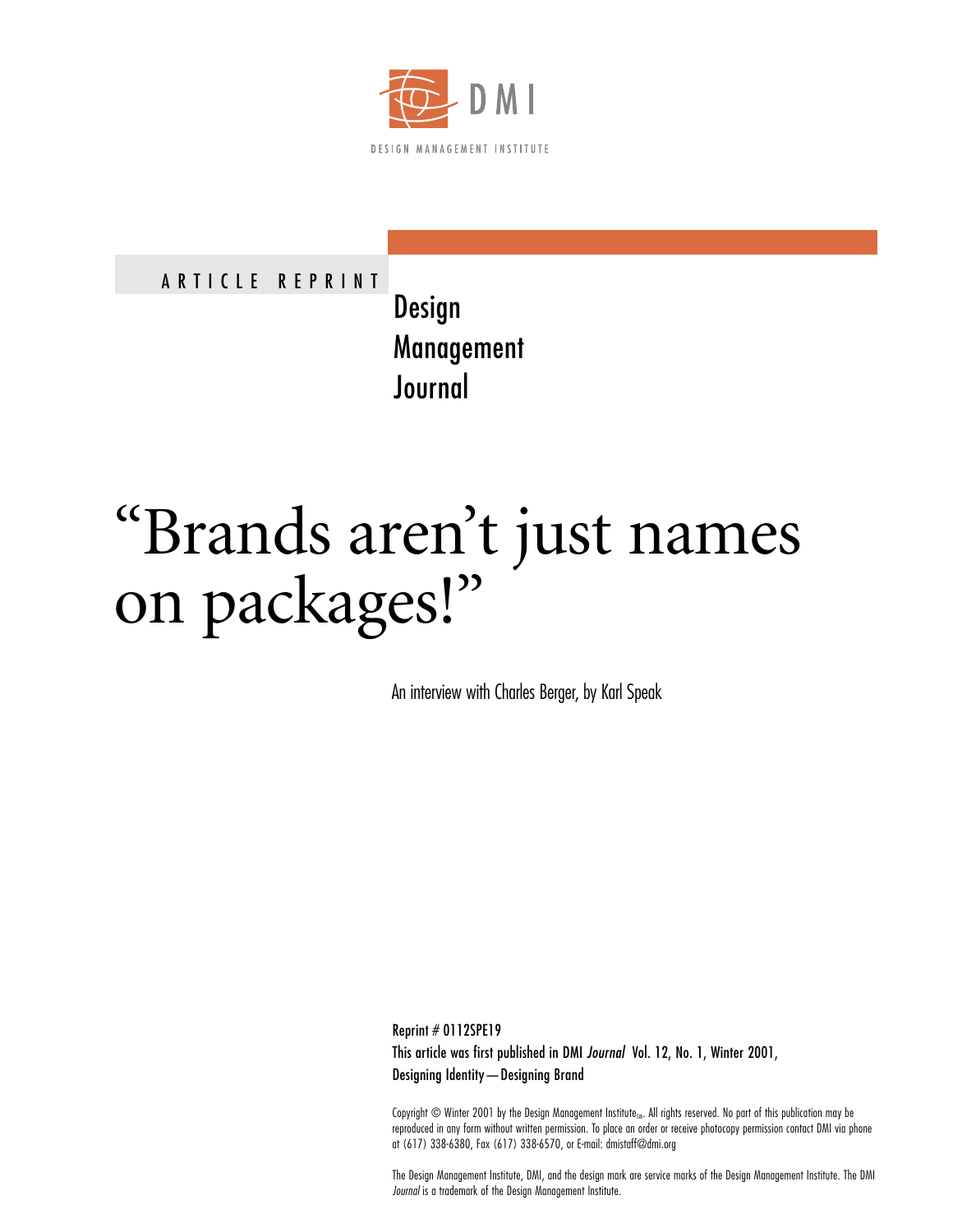DMI

DESIGN MANAGEMENT INSTITUTE

ARTICLE REPRINT

Design Management Journal

# "Brands aren't just names on packages!"

An interview with Charles Berger, by Karl Speak

Reprint # 0112SPE19

This article was first published in DMI *Journal* Vol. 12, No. 1, Winter 2001, Designing Identity—Designing Brand

Copyright © Winter 2001 by the Design Management Institute$_{SM}$. All rights reserved. No part of this publication may be reproduced in any form without written permission. To place an order or receive photocopy permission contact DMI via phone at (617) 338-6380, Fax (617) 338-6570, or E-mail: dmistaff@dmi.org

The Design Management Institute, DMI, and the design mark are service marks of the Design Management Institute. The DMI *Journal* is a trademark of the Design Management Institute.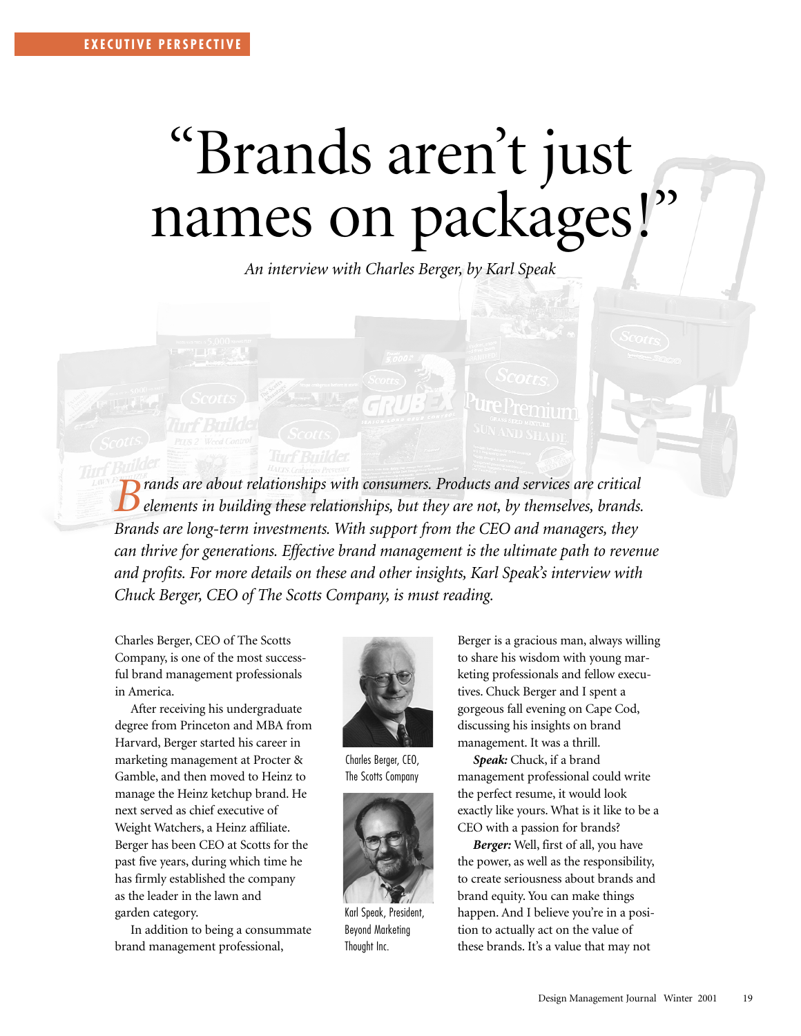EXECUTIVE PERSPECTIVE

# "Brands aren't just names on packages!"

*An interview with Charles Berger, by Karl Speak*

*Brands are about relationships with consumers. Products and services are critical elements in building these relationships, but they are not, by themselves, brands. Brands are long-term investments. With support from the CEO and managers, they can thrive for generations. Effective brand management is the ultimate path to revenue and profits. For more details on these and other insights, Karl Speak's interview with Chuck Berger, CEO of The Scotts Company, is must reading.*

Charles Berger, CEO of The Scotts Company, is one of the most successful brand management professionals in America.

After receiving his undergraduate degree from Princeton and MBA from Harvard, Berger started his career in marketing management at Procter & Gamble, and then moved to Heinz to manage the Heinz ketchup brand. He next served as chief executive of Weight Watchers, a Heinz affiliate. Berger has been CEO at Scotts for the past five years, during which time he has firmly established the company as the leader in the lawn and garden category.

In addition to being a consummate brand management professional, Berger is a gracious man, always willing to share his wisdom with young marketing professionals and fellow executives. Chuck Berger and I spent a gorgeous fall evening on Cape Cod, discussing his insights on brand management. It was a thrill.

Charles Berger, CEO, The Scotts Company

Karl Speak, President, Beyond Marketing Thought Inc.

***Speak:*** Chuck, if a brand management professional could write the perfect resume, it would look exactly like yours. What is it like to be a CEO with a passion for brands?

***Berger:*** Well, first of all, you have the power, as well as the responsibility, to create seriousness about brands and brand equity. You can make things happen. And I believe you're in a position to actually act on the value of these brands. It's a value that may not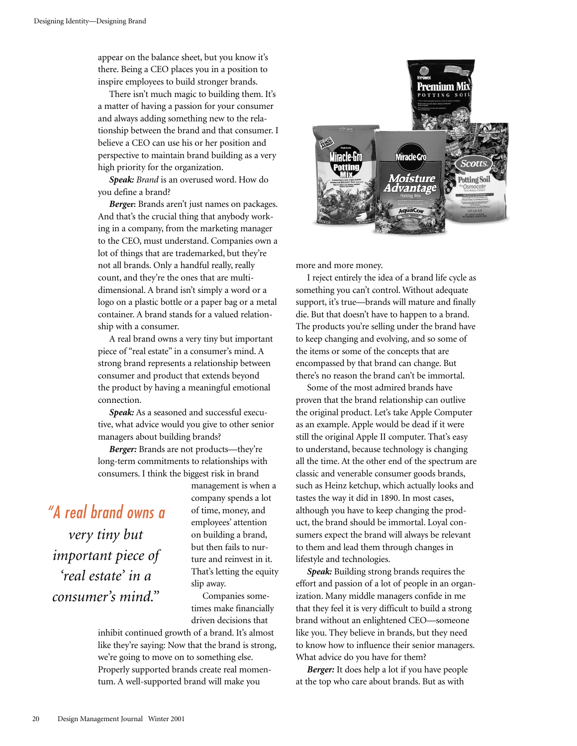appear on the balance sheet, but you know it's there. Being a CEO places you in a position to inspire employees to build stronger brands.

There isn't much magic to building them. It's a matter of having a passion for your consumer and always adding something new to the relationship between the brand and that consumer. I believe a CEO can use his or her position and perspective to maintain brand building as a very high priority for the organization.

***Speak:*** *Brand* is an overused word. How do you define a brand?

***Berger:*** Brands aren't just names on packages. And that's the crucial thing that anybody working in a company, from the marketing manager to the CEO, must understand. Companies own a lot of things that are trademarked, but they're not all brands. Only a handful really, really count, and they're the ones that are multidimensional. A brand isn't simply a word or a logo on a plastic bottle or a paper bag or a metal container. A brand stands for a valued relationship with a consumer.

A real brand owns a very tiny but important piece of "real estate" in a consumer's mind. A strong brand represents a relationship between consumer and product that extends beyond the product by having a meaningful emotional connection.

***Speak:*** As a seasoned and successful executive, what advice would you give to other senior managers about building brands?

***Berger:*** Brands are not products—they're long-term commitments to relationships with consumers. I think the biggest risk in brand management is when a company spends a lot of time, money, and employees' attention on building a brand, but then fails to nurture and reinvest in it. That's letting the equity slip away.

*"A real brand owns a very tiny but important piece of 'real estate' in a consumer's mind."*

Companies sometimes make financially driven decisions that inhibit continued growth of a brand. It's almost like they're saying: Now that the brand is strong, we're going to move on to something else. Properly supported brands create real momentum. A well-supported brand will make you more and more money.

I reject entirely the idea of a brand life cycle as something you can't control. Without adequate support, it's true—brands will mature and finally die. But that doesn't have to happen to a brand. The products you're selling under the brand have to keep changing and evolving, and so some of the items or some of the concepts that are encompassed by that brand can change. But there's no reason the brand can't be immortal.

Some of the most admired brands have proven that the brand relationship can outlive the original product. Let's take Apple Computer as an example. Apple would be dead if it were still the original Apple II computer. That's easy to understand, because technology is changing all the time. At the other end of the spectrum are classic and venerable consumer goods brands, such as Heinz ketchup, which actually looks and tastes the way it did in 1890. In most cases, although you have to keep changing the product, the brand should be immortal. Loyal consumers expect the brand will always be relevant to them and lead them through changes in lifestyle and technologies.

***Speak:*** Building strong brands requires the effort and passion of a lot of people in an organization. Many middle managers confide in me that they feel it is very difficult to build a strong brand without an enlightened CEO—someone like you. They believe in brands, but they need to know how to influence their senior managers. What advice do you have for them?

***Berger:*** It does help a lot if you have people at the top who care about brands. But as with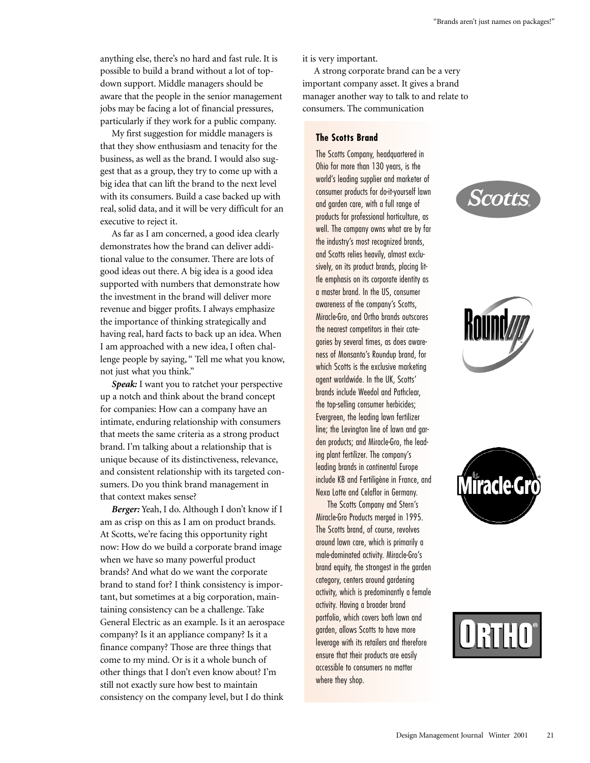anything else, there's no hard and fast rule. It is possible to build a brand without a lot of top-down support. Middle managers should be aware that the people in the senior management jobs may be facing a lot of financial pressures, particularly if they work for a public company.

My first suggestion for middle managers is that they show enthusiasm and tenacity for the business, as well as the brand. I would also suggest that as a group, they try to come up with a big idea that can lift the brand to the next level with its consumers. Build a case backed up with real, solid data, and it will be very difficult for an executive to reject it.

As far as I am concerned, a good idea clearly demonstrates how the brand can deliver additional value to the consumer. There are lots of good ideas out there. A big idea is a good idea supported with numbers that demonstrate how the investment in the brand will deliver more revenue and bigger profits. I always emphasize the importance of thinking strategically and having real, hard facts to back up an idea. When I am approached with a new idea, I often challenge people by saying, "Tell me what you know, not just what you think."

***Speak:*** I want you to ratchet your perspective up a notch and think about the brand concept for companies: How can a company have an intimate, enduring relationship with consumers that meets the same criteria as a strong product brand. I'm talking about a relationship that is unique because of its distinctiveness, relevance, and consistent relationship with its targeted consumers. Do you think brand management in that context makes sense?

***Berger:*** Yeah, I do. Although I don't know if I am as crisp on this as I am on product brands. At Scotts, we're facing this opportunity right now: How do we build a corporate brand image when we have so many powerful product brands? And what do we want the corporate brand to stand for? I think consistency is important, but sometimes at a big corporation, maintaining consistency can be a challenge. Take General Electric as an example. Is it an aerospace company? Is it an appliance company? Is it a finance company? Those are three things that come to my mind. Or is it a whole bunch of other things that I don't even know about? I'm still not exactly sure how best to maintain consistency on the company level, but I do think it is very important.

A strong corporate brand can be a very important company asset. It gives a brand manager another way to talk to and relate to consumers. The communication

### The Scotts Brand

The Scotts Company, headquartered in Ohio for more than 130 years, is the world's leading supplier and marketer of consumer products for do-it-yourself lawn and garden care, with a full range of products for professional horticulture, as well. The company owns what are by far the industry's most recognized brands, and Scotts relies heavily, almost exclusively, on its product brands, placing little emphasis on its corporate identity as a master brand. In the US, consumer awareness of the company's Scotts, Miracle-Gro, and Ortho brands outscores the nearest competitors in their categories by several times, as does awareness of Monsanto's Roundup brand, for which Scotts is the exclusive marketing agent worldwide. In the UK, Scotts' brands include Weedol and Pathclear, the top-selling consumer herbicides; Evergreen, the leading lawn fertilizer line; the Levington line of lawn and garden products; and Miracle-Gro, the leading plant fertilizer. The company's leading brands in continental Europe include KB and Fertiligène in France, and Nexa Lotte and Celaflor in Germany.

The Scotts Company and Stern's Miracle-Gro Products merged in 1995. The Scotts brand, of course, revolves around lawn care, which is primarily a male-dominated activity. Miracle-Gro's brand equity, the strongest in the garden category, centers around gardening activity, which is predominantly a female activity. Having a broader brand portfolio, which covers both lawn and garden, allows Scotts to have more leverage with its retailers and therefore ensure that their products are easily accessible to consumers no matter where they shop.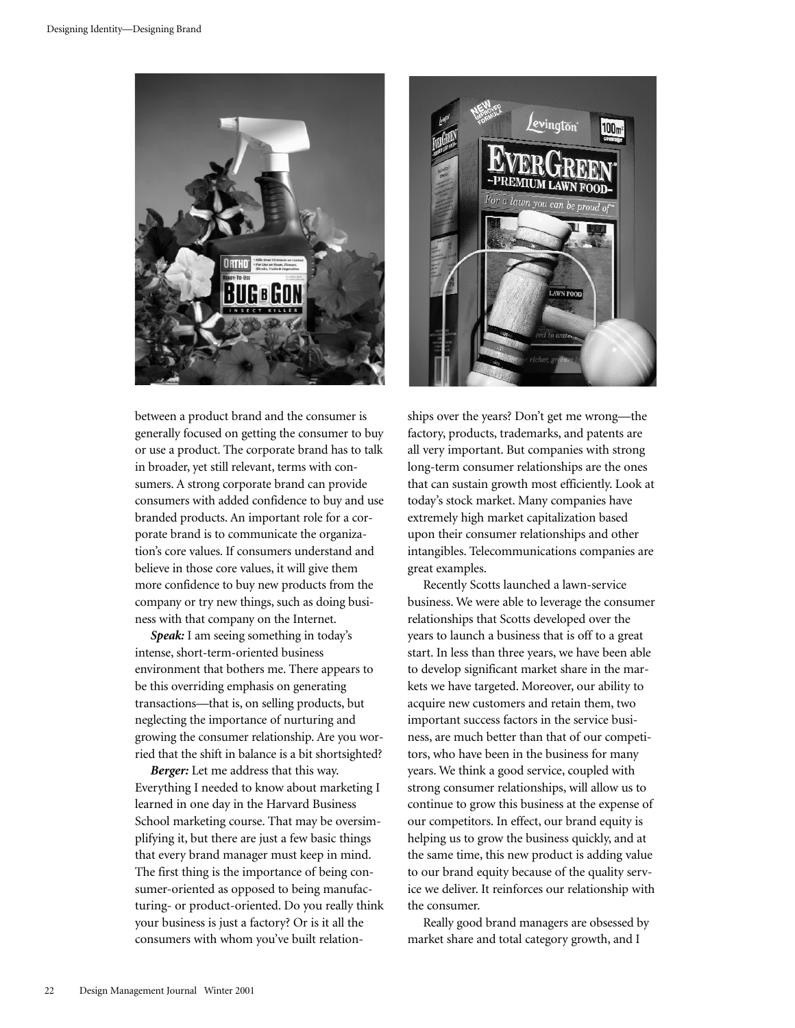between a product brand and the consumer is generally focused on getting the consumer to buy or use a product. The corporate brand has to talk in broader, yet still relevant, terms with consumers. A strong corporate brand can provide consumers with added confidence to buy and use branded products. An important role for a corporate brand is to communicate the organization's core values. If consumers understand and believe in those core values, it will give them more confidence to buy new products from the company or try new things, such as doing business with that company on the Internet.

***Speak:*** I am seeing something in today's intense, short-term-oriented business environment that bothers me. There appears to be this overriding emphasis on generating transactions—that is, on selling products, but neglecting the importance of nurturing and growing the consumer relationship. Are you worried that the shift in balance is a bit shortsighted?

***Berger:*** Let me address that this way. Everything I needed to know about marketing I learned in one day in the Harvard Business School marketing course. That may be oversimplifying it, but there are just a few basic things that every brand manager must keep in mind. The first thing is the importance of being consumer-oriented as opposed to being manufacturing- or product-oriented. Do you really think your business is just a factory? Or is it all the consumers with whom you've built relationships over the years? Don't get me wrong—the factory, products, trademarks, and patents are all very important. But companies with strong long-term consumer relationships are the ones that can sustain growth most efficiently. Look at today's stock market. Many companies have extremely high market capitalization based upon their consumer relationships and other intangibles. Telecommunications companies are great examples.

Recently Scotts launched a lawn-service business. We were able to leverage the consumer relationships that Scotts developed over the years to launch a business that is off to a great start. In less than three years, we have been able to develop significant market share in the markets we have targeted. Moreover, our ability to acquire new customers and retain them, two important success factors in the service business, are much better than that of our competitors, who have been in the business for many years. We think a good service, coupled with strong consumer relationships, will allow us to continue to grow this business at the expense of our competitors. In effect, our brand equity is helping us to grow the business quickly, and at the same time, this new product is adding value to our brand equity because of the quality service we deliver. It reinforces our relationship with the consumer.

Really good brand managers are obsessed by market share and total category growth, and I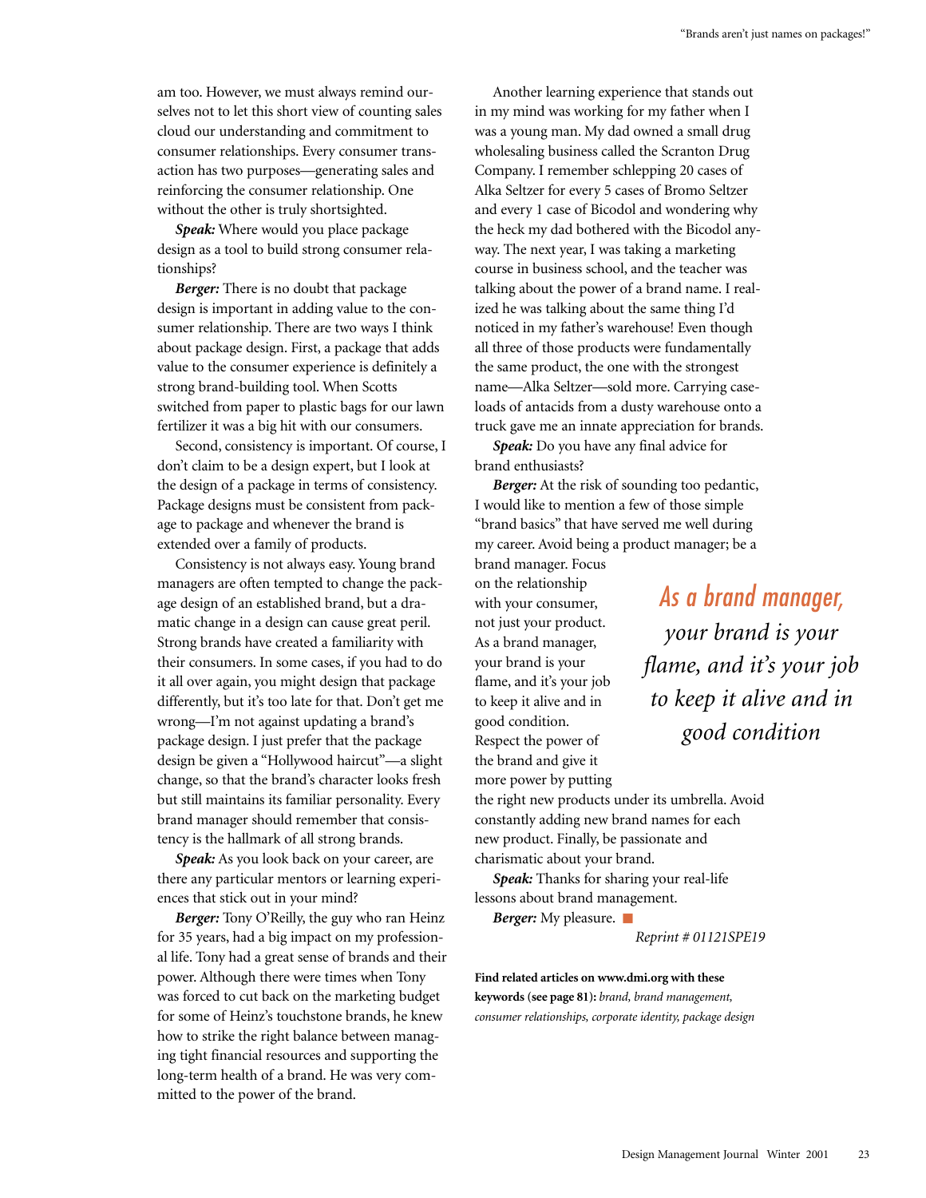am too. However, we must always remind ourselves not to let this short view of counting sales cloud our understanding and commitment to consumer relationships. Every consumer transaction has two purposes—generating sales and reinforcing the consumer relationship. One without the other is truly shortsighted.

***Speak:*** Where would you place package design as a tool to build strong consumer relationships?

***Berger:*** There is no doubt that package design is important in adding value to the consumer relationship. There are two ways I think about package design. First, a package that adds value to the consumer experience is definitely a strong brand-building tool. When Scotts switched from paper to plastic bags for our lawn fertilizer it was a big hit with our consumers.

Second, consistency is important. Of course, I don't claim to be a design expert, but I look at the design of a package in terms of consistency. Package designs must be consistent from package to package and whenever the brand is extended over a family of products.

Consistency is not always easy. Young brand managers are often tempted to change the package design of an established brand, but a dramatic change in a design can cause great peril. Strong brands have created a familiarity with their consumers. In some cases, if you had to do it all over again, you might design that package differently, but it's too late for that. Don't get me wrong—I'm not against updating a brand's package design. I just prefer that the package design be given a "Hollywood haircut"—a slight change, so that the brand's character looks fresh but still maintains its familiar personality. Every brand manager should remember that consistency is the hallmark of all strong brands.

***Speak:*** As you look back on your career, are there any particular mentors or learning experiences that stick out in your mind?

***Berger:*** Tony O'Reilly, the guy who ran Heinz for 35 years, had a big impact on my professional life. Tony had a great sense of brands and their power. Although there were times when Tony was forced to cut back on the marketing budget for some of Heinz's touchstone brands, he knew how to strike the right balance between managing tight financial resources and supporting the long-term health of a brand. He was very committed to the power of the brand.

Another learning experience that stands out in my mind was working for my father when I was a young man. My dad owned a small drug wholesaling business called the Scranton Drug Company. I remember schlepping 20 cases of Alka Seltzer for every 5 cases of Bromo Seltzer and every 1 case of Bicodol and wondering why the heck my dad bothered with the Bicodol anyway. The next year, I was taking a marketing course in business school, and the teacher was talking about the power of a brand name. I realized he was talking about the same thing I'd noticed in my father's warehouse! Even though all three of those products were fundamentally the same product, the one with the strongest name—Alka Seltzer—sold more. Carrying caseloads of antacids from a dusty warehouse onto a truck gave me an innate appreciation for brands.

***Speak:*** Do you have any final advice for brand enthusiasts?

***Berger:*** At the risk of sounding too pedantic, I would like to mention a few of those simple "brand basics" that have served me well during my career. Avoid being a product manager; be a brand manager. Focus on the relationship with your consumer, not just your product. As a brand manager, your brand is your flame, and it's your job to keep it alive and in good condition. Respect the power of the brand and give it more power by putting the right new products under its umbrella. Avoid constantly adding new brand names for each new product. Finally, be passionate and charismatic about your brand.

> *As a brand manager, your brand is your flame, and it's your job to keep it alive and in good condition*

***Speak:*** Thanks for sharing your real-life lessons about brand management.

***Berger:*** My pleasure. ■

*Reprint # 01121SPE19*

**Find related articles on www.dmi.org with these keywords (see page 81):** *brand, brand management, consumer relationships, corporate identity, package design*